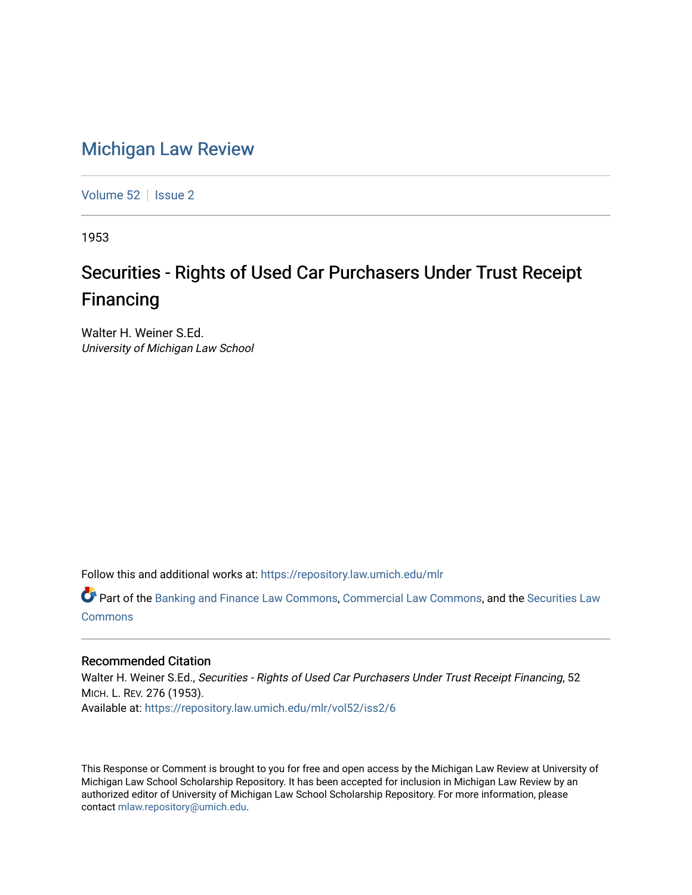# Michigan Law Review

Volume 52 | Issue 2

1953

## Securities - Rights of Used Car Purchasers Under Trust Receipt Financing

Walter H. Weiner S.Ed.
*University of Michigan Law School*

Follow this and additional works at: https://repository.law.umich.edu/mlr

Part of the Banking and Finance Law Commons, Commercial Law Commons, and the Securities Law Commons

### Recommended Citation

Walter H. Weiner S.Ed., *Securities - Rights of Used Car Purchasers Under Trust Receipt Financing*, 52 MICH. L. REV. 276 (1953).
Available at: https://repository.law.umich.edu/mlr/vol52/iss2/6

This Response or Comment is brought to you for free and open access by the Michigan Law Review at University of Michigan Law School Scholarship Repository. It has been accepted for inclusion in Michigan Law Review by an authorized editor of University of Michigan Law School Scholarship Repository. For more information, please contact mlaw.repository@umich.edu.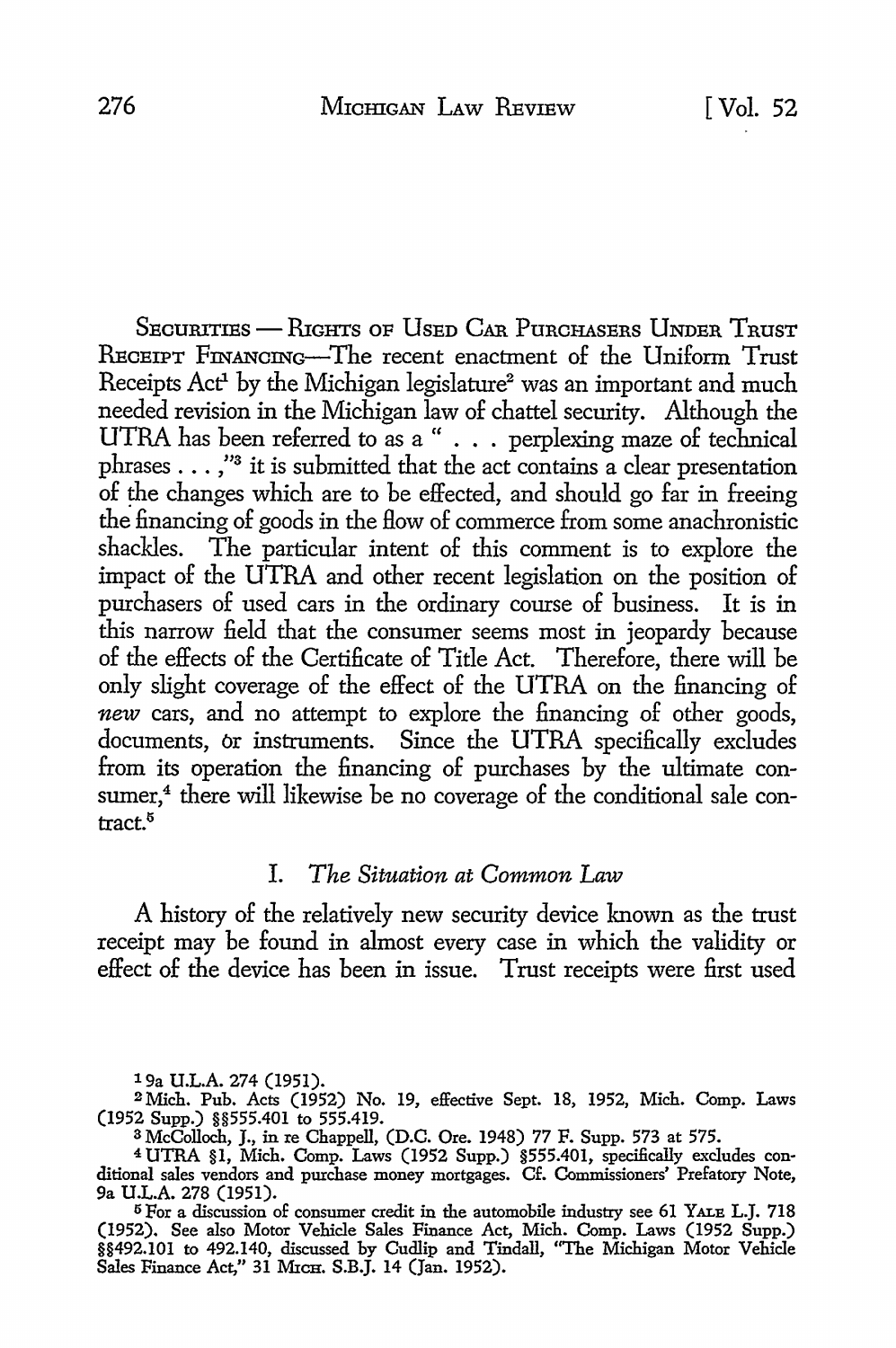SECURITIES — RIGHTS OF USED CAR PURCHASERS UNDER TRUST RECEIPT FINANCING—The recent enactment of the Uniform Trust Receipts Act[1] by the Michigan legislature[2] was an important and much needed revision in the Michigan law of chattel security. Although the UTRA has been referred to as a " . . . perplexing maze of technical phrases . . . ,"[3] it is submitted that the act contains a clear presentation of the changes which are to be effected, and should go far in freeing the financing of goods in the flow of commerce from some anachronistic shackles. The particular intent of this comment is to explore the impact of the UTRA and other recent legislation on the position of purchasers of used cars in the ordinary course of business. It is in this narrow field that the consumer seems most in jeopardy because of the effects of the Certificate of Title Act. Therefore, there will be only slight coverage of the effect of the UTRA on the financing of *new* cars, and no attempt to explore the financing of other goods, documents, or instruments. Since the UTRA specifically excludes from its operation the financing of purchases by the ultimate consumer,[4] there will likewise be no coverage of the conditional sale contract.[5]

## I. *The Situation at Common Law*

A history of the relatively new security device known as the trust receipt may be found in almost every case in which the validity or effect of the device has been in issue. Trust receipts were first used

---

[1] 9a U.L.A. 274 (1951).

[2] Mich. Pub. Acts (1952) No. 19, effective Sept. 18, 1952, Mich. Comp. Laws (1952 Supp.) §§555.401 to 555.419.

[3] McColloch, J., in re Chappell, (D.C. Ore. 1948) 77 F. Supp. 573 at 575.

[4] UTRA §1, Mich. Comp. Laws (1952 Supp.) §555.401, specifically excludes conditional sales vendors and purchase money mortgages. Cf. Commissioners' Prefatory Note, 9a U.L.A. 278 (1951).

[5] For a discussion of consumer credit in the automobile industry see 61 YALE L.J. 718 (1952). See also Motor Vehicle Sales Finance Act, Mich. Comp. Laws (1952 Supp.) §§492.101 to 492.140, discussed by Cudlip and Tindall, "The Michigan Motor Vehicle Sales Finance Act," 31 MICH. S.B.J. 14 (Jan. 1952).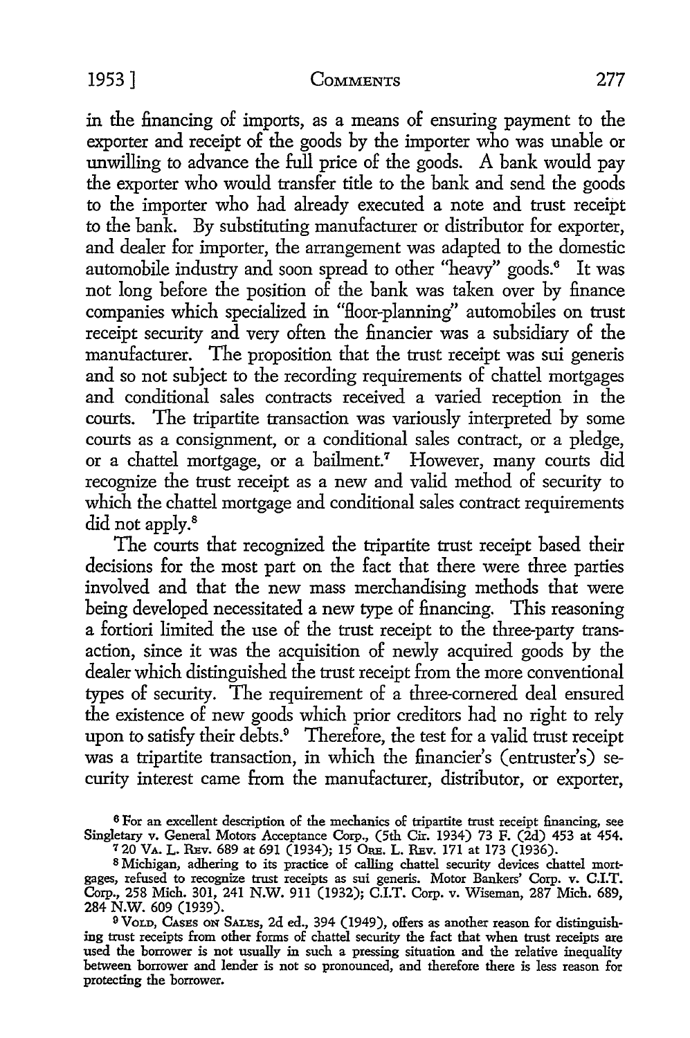in the financing of imports, as a means of ensuring payment to the exporter and receipt of the goods by the importer who was unable or unwilling to advance the full price of the goods. A bank would pay the exporter who would transfer title to the bank and send the goods to the importer who had already executed a note and trust receipt to the bank. By substituting manufacturer or distributor for exporter, and dealer for importer, the arrangement was adapted to the domestic automobile industry and soon spread to other "heavy" goods.[6] It was not long before the position of the bank was taken over by finance companies which specialized in "floor-planning" automobiles on trust receipt security and very often the financier was a subsidiary of the manufacturer. The proposition that the trust receipt was sui generis and so not subject to the recording requirements of chattel mortgages and conditional sales contracts received a varied reception in the courts. The tripartite transaction was variously interpreted by some courts as a consignment, or a conditional sales contract, or a pledge, or a chattel mortgage, or a bailment.[7] However, many courts did recognize the trust receipt as a new and valid method of security to which the chattel mortgage and conditional sales contract requirements did not apply.[8]

The courts that recognized the tripartite trust receipt based their decisions for the most part on the fact that there were three parties involved and that the new mass merchandising methods that were being developed necessitated a new type of financing. This reasoning a fortiori limited the use of the trust receipt to the three-party transaction, since it was the acquisition of newly acquired goods by the dealer which distinguished the trust receipt from the more conventional types of security. The requirement of a three-cornered deal ensured the existence of new goods which prior creditors had no right to rely upon to satisfy their debts.[9] Therefore, the test for a valid trust receipt was a tripartite transaction, in which the financier's (entruster's) security interest came from the manufacturer, distributor, or exporter,

[6] For an excellent description of the mechanics of tripartite trust receipt financing, see Singletary v. General Motors Acceptance Corp., (5th Cir. 1934) 73 F. (2d) 453 at 454.

[7] 20 Va. L. Rev. 689 at 691 (1934); 15 Ore. L. Rev. 171 at 173 (1936).

[8] Michigan, adhering to its practice of calling chattel security devices chattel mortgages, refused to recognize trust receipts as sui generis. Motor Bankers' Corp. v. C.I.T. Corp., 258 Mich. 301, 241 N.W. 911 (1932); C.I.T. Corp. v. Wiseman, 287 Mich. 689, 284 N.W. 609 (1939).

[9] Vold, Cases on Sales, 2d ed., 394 (1949), offers as another reason for distinguishing trust receipts from other forms of chattel security the fact that when trust receipts are used the borrower is not usually in such a pressing situation and the relative inequality between borrower and lender is not so pronounced, and therefore there is less reason for protecting the borrower.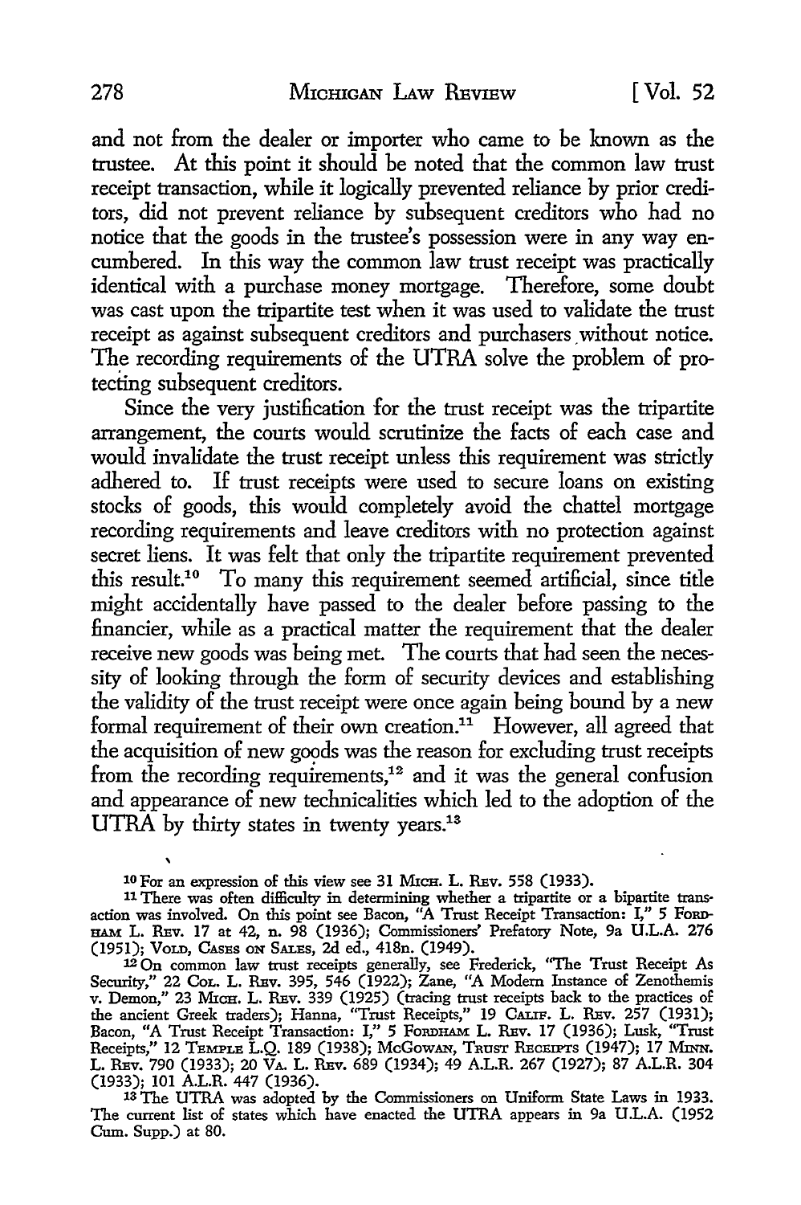and not from the dealer or importer who came to be known as the trustee. At this point it should be noted that the common law trust receipt transaction, while it logically prevented reliance by prior creditors, did not prevent reliance by subsequent creditors who had no notice that the goods in the trustee's possession were in any way encumbered. In this way the common law trust receipt was practically identical with a purchase money mortgage. Therefore, some doubt was cast upon the tripartite test when it was used to validate the trust receipt as against subsequent creditors and purchasers without notice. The recording requirements of the UTRA solve the problem of protecting subsequent creditors.

Since the very justification for the trust receipt was the tripartite arrangement, the courts would scrutinize the facts of each case and would invalidate the trust receipt unless this requirement was strictly adhered to. If trust receipts were used to secure loans on existing stocks of goods, this would completely avoid the chattel mortgage recording requirements and leave creditors with no protection against secret liens. It was felt that only the tripartite requirement prevented this result.[10] To many this requirement seemed artificial, since title might accidentally have passed to the dealer before passing to the financier, while as a practical matter the requirement that the dealer receive new goods was being met. The courts that had seen the necessity of looking through the form of security devices and establishing the validity of the trust receipt were once again being bound by a new formal requirement of their own creation.[11] However, all agreed that the acquisition of new goods was the reason for excluding trust receipts from the recording requirements,[12] and it was the general confusion and appearance of new technicalities which led to the adoption of the UTRA by thirty states in twenty years.[13]

[10] For an expression of this view see 31 MICH. L. REV. 558 (1933).

[11] There was often difficulty in determining whether a tripartite or a bipartite transaction was involved. On this point see Bacon, "A Trust Receipt Transaction: I," 5 FORDHAM L. REV. 17 at 42, n. 98 (1936); Commissioners' Prefatory Note, 9a U.L.A. 276 (1951); VOLD, CASES ON SALES, 2d ed., 418n. (1949).

[12] On common law trust receipts generally, see Frederick, "The Trust Receipt As Security," 22 COL. L. REV. 395, 546 (1922); Zane, "A Modern Instance of Zenothemis v. Demon," 23 MICH. L. REV. 339 (1925) (tracing trust receipts back to the practices of the ancient Greek traders); Hanna, "Trust Receipts," 19 CALIF. L. REV. 257 (1931); Bacon, "A Trust Receipt Transaction: I," 5 FORDHAM L. REV. 17 (1936); Lusk, "Trust Receipts," 12 TEMPLE L.Q. 189 (1938); MCGOWAN, TRUST RECEIPTS (1947); 17 MINN. L. REV. 790 (1933); 20 VA. L. REV. 689 (1934); 49 A.L.R. 267 (1927); 87 A.L.R. 304 (1933); 101 A.L.R. 447 (1936).

[13] The UTRA was adopted by the Commissioners on Uniform State Laws in 1933. The current list of states which have enacted the UTRA appears in 9a U.L.A. (1952 Cum. Supp.) at 80.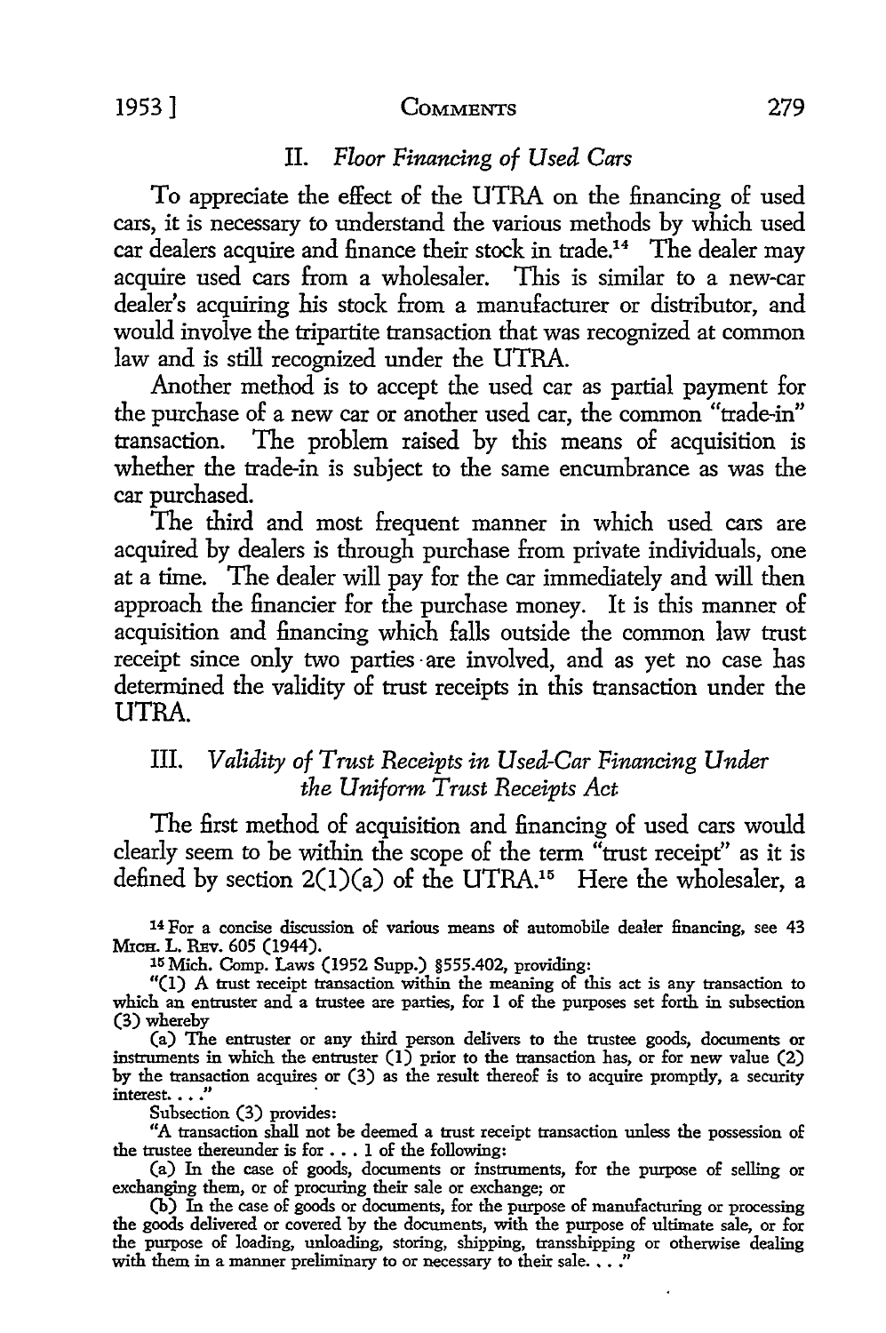## II. *Floor Financing of Used Cars*

To appreciate the effect of the UTRA on the financing of used cars, it is necessary to understand the various methods by which used car dealers acquire and finance their stock in trade.[14] The dealer may acquire used cars from a wholesaler. This is similar to a new-car dealer's acquiring his stock from a manufacturer or distributor, and would involve the tripartite transaction that was recognized at common law and is still recognized under the UTRA.

Another method is to accept the used car as partial payment for the purchase of a new car or another used car, the common "trade-in" transaction. The problem raised by this means of acquisition is whether the trade-in is subject to the same encumbrance as was the car purchased.

The third and most frequent manner in which used cars are acquired by dealers is through purchase from private individuals, one at a time. The dealer will pay for the car immediately and will then approach the financier for the purchase money. It is this manner of acquisition and financing which falls outside the common law trust receipt since only two parties are involved, and as yet no case has determined the validity of trust receipts in this transaction under the UTRA.

## III. *Validity of Trust Receipts in Used-Car Financing Under the Uniform Trust Receipts Act*

The first method of acquisition and financing of used cars would clearly seem to be within the scope of the term "trust receipt" as it is defined by section 2(1)(a) of the UTRA.[15] Here the wholesaler, a

---

[14] For a concise discussion of various means of automobile dealer financing, see 43 MICH. L. REV. 605 (1944).

[15] Mich. Comp. Laws (1952 Supp.) §555.402, providing:

"(1) A trust receipt transaction within the meaning of this act is any transaction to which an entruster and a trustee are parties, for 1 of the purposes set forth in subsection (3) whereby

(a) The entruster or any third person delivers to the trustee goods, documents or instruments in which the entruster (1) prior to the transaction has, or for new value (2) by the transaction acquires or (3) as the result thereof is to acquire promptly, a security interest. . . ."

Subsection (3) provides:

"A transaction shall not be deemed a trust receipt transaction unless the possession of the trustee thereunder is for . . . 1 of the following:

(a) In the case of goods, documents or instruments, for the purpose of selling or exchanging them, or of procuring their sale or exchange; or

(b) In the case of goods or documents, for the purpose of manufacturing or processing the goods delivered or covered by the documents, with the purpose of ultimate sale, or for the purpose of loading, unloading, storing, shipping, transshipping or otherwise dealing with them in a manner preliminary to or necessary to their sale. . . ."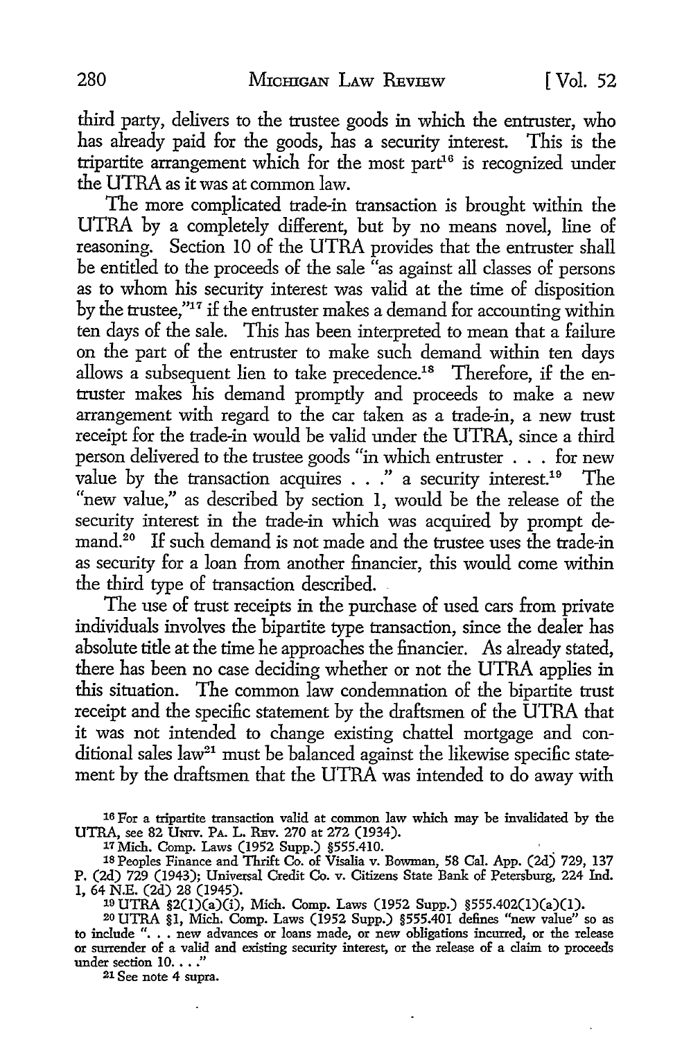third party, delivers to the trustee goods in which the entruster, who has already paid for the goods, has a security interest. This is the tripartite arrangement which for the most part[16] is recognized under the UTRA as it was at common law.

The more complicated trade-in transaction is brought within the UTRA by a completely different, but by no means novel, line of reasoning. Section 10 of the UTRA provides that the entruster shall be entitled to the proceeds of the sale "as against all classes of persons as to whom his security interest was valid at the time of disposition by the trustee,"[17] if the entruster makes a demand for accounting within ten days of the sale. This has been interpreted to mean that a failure on the part of the entruster to make such demand within ten days allows a subsequent lien to take precedence.[18] Therefore, if the entruster makes his demand promptly and proceeds to make a new arrangement with regard to the car taken as a trade-in, a new trust receipt for the trade-in would be valid under the UTRA, since a third person delivered to the trustee goods "in which entruster . . . for new value by the transaction acquires . . ." a security interest.[19] The "new value," as described by section 1, would be the release of the security interest in the trade-in which was acquired by prompt demand.[20] If such demand is not made and the trustee uses the trade-in as security for a loan from another financier, this would come within the third type of transaction described.

The use of trust receipts in the purchase of used cars from private individuals involves the bipartite type transaction, since the dealer has absolute title at the time he approaches the financier. As already stated, there has been no case deciding whether or not the UTRA applies in this situation. The common law condemnation of the bipartite trust receipt and the specific statement by the draftsmen of the UTRA that it was not intended to change existing chattel mortgage and conditional sales law[21] must be balanced against the likewise specific statement by the draftsmen that the UTRA was intended to do away with

---

[16] For a tripartite transaction valid at common law which may be invalidated by the UTRA, see 82 UNIV. PA. L. REV. 270 at 272 (1934).

[17] Mich. Comp. Laws (1952 Supp.) §555.410.

[18] Peoples Finance and Thrift Co. of Visalia v. Bowman, 58 Cal. App. (2d) 729, 137 P. (2d) 729 (1943); Universal Credit Co. v. Citizens State Bank of Petersburg, 224 Ind. 1, 64 N.E. (2d) 28 (1945).

[19] UTRA §2(1)(a)(i), Mich. Comp. Laws (1952 Supp.) §555.402(1)(a)(1).

[20] UTRA §1, Mich. Comp. Laws (1952 Supp.) §555.401 defines "new value" so as to include ". . . new advances or loans made, or new obligations incurred, or the release or surrender of a valid and existing security interest, or the release of a claim to proceeds under section 10. . . ."

[21] See note 4 supra.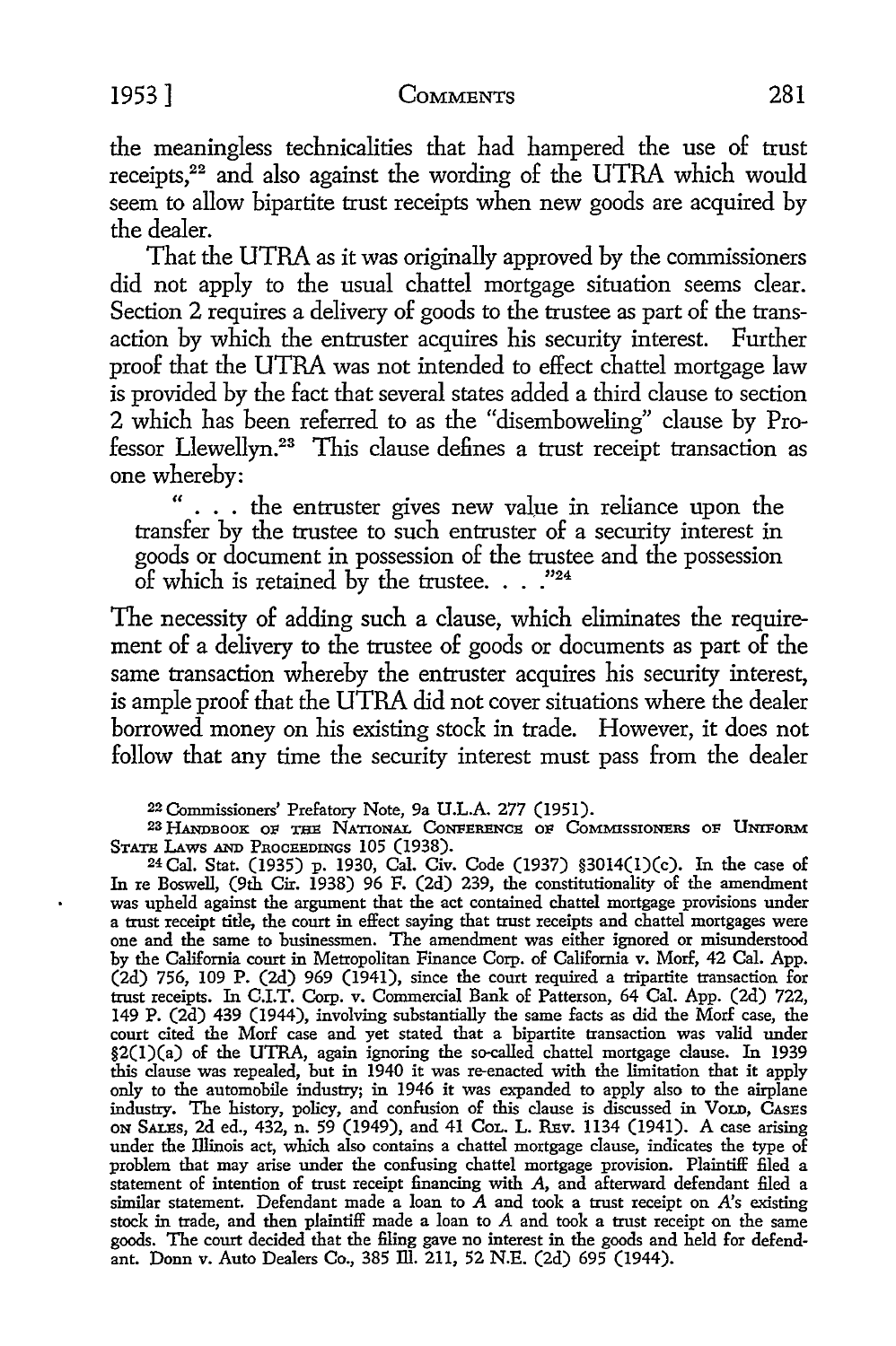the meaningless technicalities that had hampered the use of trust receipts,[22] and also against the wording of the UTRA which would seem to allow bipartite trust receipts when new goods are acquired by the dealer.

That the UTRA as it was originally approved by the commissioners did not apply to the usual chattel mortgage situation seems clear. Section 2 requires a delivery of goods to the trustee as part of the transaction by which the entruster acquires his security interest. Further proof that the UTRA was not intended to effect chattel mortgage law is provided by the fact that several states added a third clause to section 2 which has been referred to as the "disemboweling" clause by Professor Llewellyn.[23] This clause defines a trust receipt transaction as one whereby:

> " . . . the entruster gives new value in reliance upon the transfer by the trustee to such entruster of a security interest in goods or document in possession of the trustee and the possession of which is retained by the trustee. . . ."[24]

The necessity of adding such a clause, which eliminates the requirement of a delivery to the trustee of goods or documents as part of the same transaction whereby the entruster acquires his security interest, is ample proof that the UTRA did not cover situations where the dealer borrowed money on his existing stock in trade. However, it does not follow that any time the security interest must pass from the dealer

[22] Commissioners' Prefatory Note, 9a U.L.A. 277 (1951).

[23] HANDBOOK OF THE NATIONAL CONFERENCE OF COMMISSIONERS OF UNIFORM STATE LAWS AND PROCEEDINGS 105 (1938).

[24] Cal. Stat. (1935) p. 1930, Cal. Civ. Code (1937) §3014(1)(c). In the case of In re Boswell, (9th Cir. 1938) 96 F. (2d) 239, the constitutionality of the amendment was upheld against the argument that the act contained chattel mortgage provisions under a trust receipt title, the court in effect saying that trust receipts and chattel mortgages were one and the same to businessmen. The amendment was either ignored or misunderstood by the California court in Metropolitan Finance Corp. of California v. Morf, 42 Cal. App. (2d) 756, 109 P. (2d) 969 (1941), since the court required a tripartite transaction for trust receipts. In C.I.T. Corp. v. Commercial Bank of Patterson, 64 Cal. App. (2d) 722, 149 P. (2d) 439 (1944), involving substantially the same facts as did the Morf case, the court cited the Morf case and yet stated that a bipartite transaction was valid under §2(1)(a) of the UTRA, again ignoring the so-called chattel mortgage clause. In 1939 this clause was repealed, but in 1940 it was re-enacted with the limitation that it apply only to the automobile industry; in 1946 it was expanded to apply also to the airplane industry. The history, policy, and confusion of this clause is discussed in VOLD, CASES ON SALES, 2d ed., 432, n. 59 (1949), and 41 COL. L. REV. 1134 (1941). A case arising under the Illinois act, which also contains a chattel mortgage clause, indicates the type of problem that may arise under the confusing chattel mortgage provision. Plaintiff filed a statement of intention of trust receipt financing with A, and afterward defendant filed a similar statement. Defendant made a loan to A and took a trust receipt on A's existing stock in trade, and then plaintiff made a loan to A and took a trust receipt on the same goods. The court decided that the filing gave no interest in the goods and held for defendant. Donn v. Auto Dealers Co., 385 Ill. 211, 52 N.E. (2d) 695 (1944).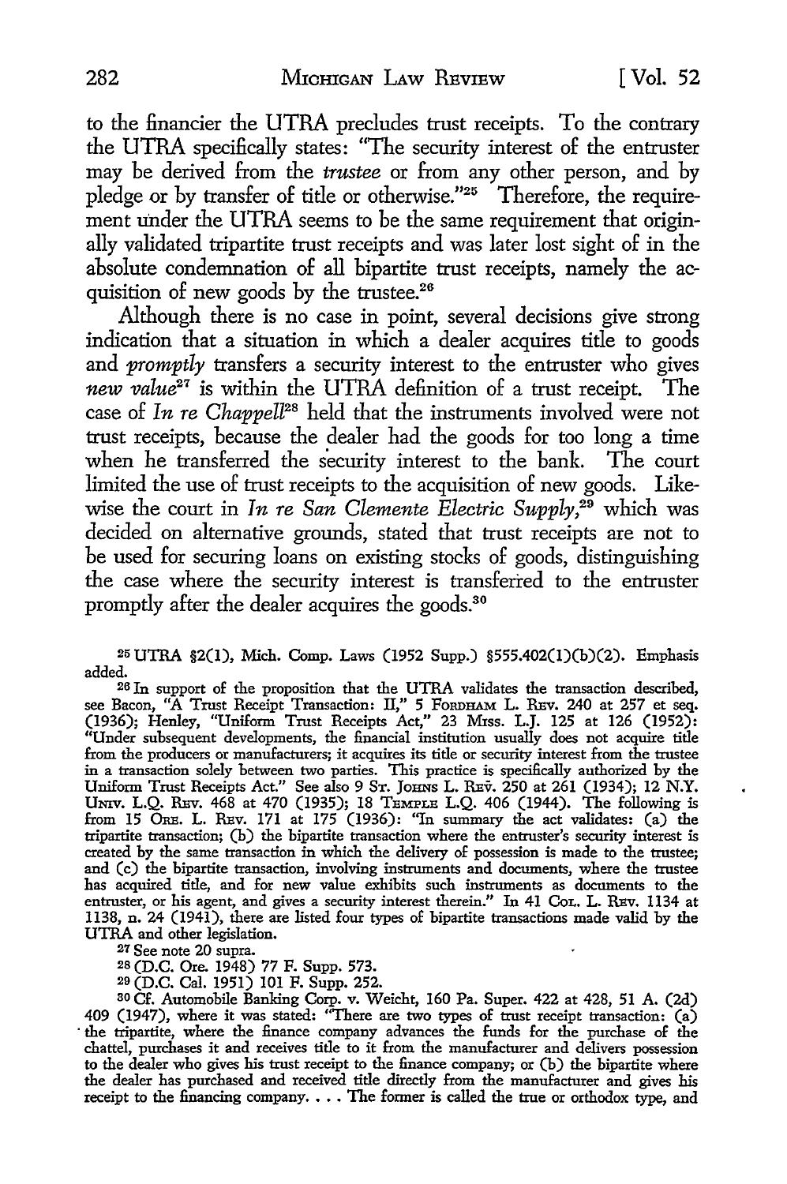to the financier the UTRA precludes trust receipts. To the contrary the UTRA specifically states: "The security interest of the entruster may be derived from the *trustee* or from any other person, and by pledge or by transfer of title or otherwise."[25] Therefore, the requirement under the UTRA seems to be the same requirement that originally validated tripartite trust receipts and was later lost sight of in the absolute condemnation of all bipartite trust receipts, namely the acquisition of new goods by the trustee.[26]

Although there is no case in point, several decisions give strong indication that a situation in which a dealer acquires title to goods and *promptly* transfers a security interest to the entruster who gives *new value*[27] is within the UTRA definition of a trust receipt. The case of *In re Chappell*[28] held that the instruments involved were not trust receipts, because the dealer had the goods for too long a time when he transferred the security interest to the bank. The court limited the use of trust receipts to the acquisition of new goods. Likewise the court in *In re San Clemente Electric Supply*,[29] which was decided on alternative grounds, stated that trust receipts are not to be used for securing loans on existing stocks of goods, distinguishing the case where the security interest is transferred to the entruster promptly after the dealer acquires the goods.[30]

---

[25] UTRA §2(1), Mich. Comp. Laws (1952 Supp.) §555.402(1)(b)(2). Emphasis added.

[26] In support of the proposition that the UTRA validates the transaction described, see Bacon, "A Trust Receipt Transaction: II," 5 FORDHAM L. REV. 240 at 257 et seq. (1936); Henley, "Uniform Trust Receipts Act," 23 MISS. L.J. 125 at 126 (1952): "Under subsequent developments, the financial institution usually does not acquire title from the producers or manufacturers; it acquires its title or security interest from the trustee in a transaction solely between two parties. This practice is specifically authorized by the Uniform Trust Receipts Act." See also 9 ST. JOHNS L. REV. 250 at 261 (1934); 12 N.Y. UNIV. L.Q. REV. 468 at 470 (1935); 18 TEMPLE L.Q. 406 (1944). The following is from 15 ORE. L. REV. 171 at 175 (1936): "In summary the act validates: (a) the tripartite transaction; (b) the bipartite transaction where the entruster's security interest is created by the same transaction in which the delivery of possession is made to the trustee; and (c) the bipartite transaction, involving instruments and documents, where the trustee has acquired title, and for new value exhibits such instruments as documents to the entruster, or his agent, and gives a security interest therein." In 41 COL. L. REV. 1134 at 1138, n. 24 (1941), there are listed four types of bipartite transactions made valid by the UTRA and other legislation.

[27] See note 20 supra.

[28] (D.C. Ore. 1948) 77 F. Supp. 573.

[29] (D.C. Cal. 1951) 101 F. Supp. 252.

[30] Cf. Automobile Banking Corp. v. Weicht, 160 Pa. Super. 422 at 428, 51 A. (2d) 409 (1947), where it was stated: "There are two types of trust receipt transaction: (a) the tripartite, where the finance company advances the funds for the purchase of the chattel, purchases it and receives title to it from the manufacturer and delivers possession to the dealer who gives his trust receipt to the finance company; or (b) the bipartite where the dealer has purchased and received title directly from the manufacturer and gives his receipt to the financing company. . . . The former is called the true or orthodox type, and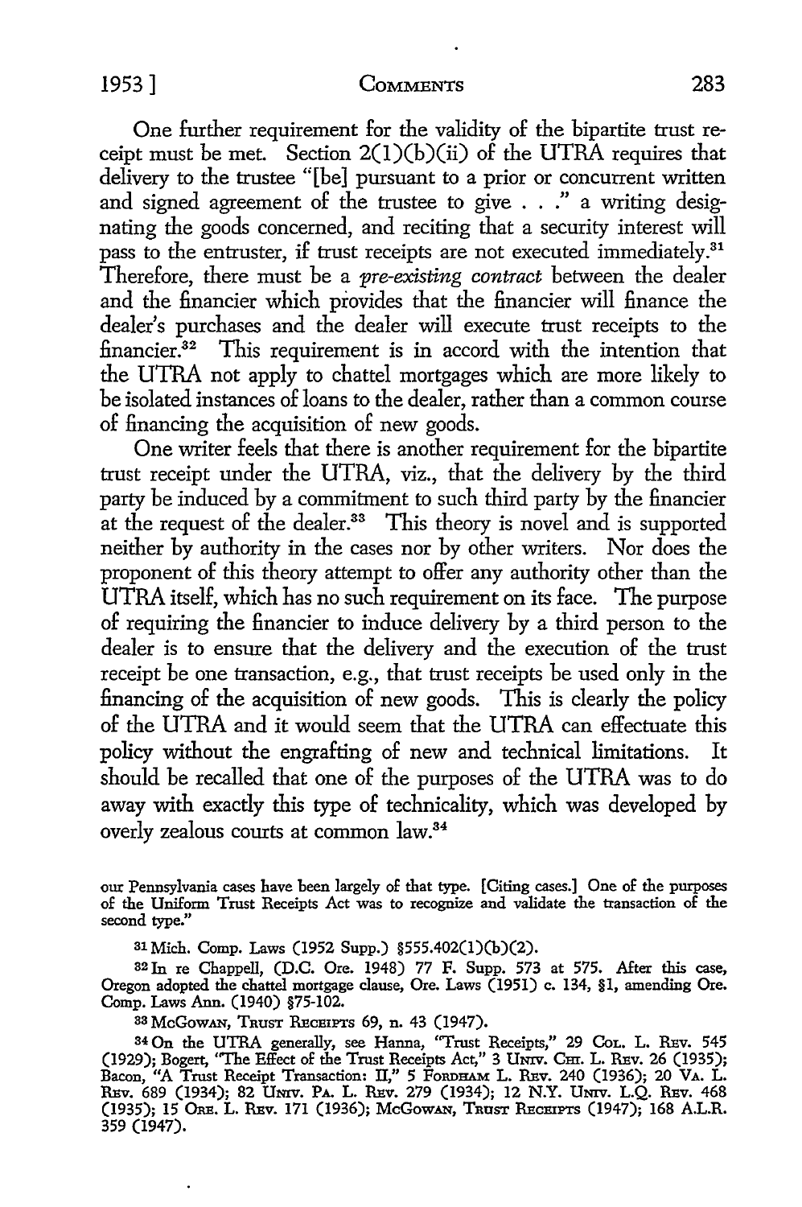One further requirement for the validity of the bipartite trust receipt must be met. Section 2(1)(b)(ii) of the UTRA requires that delivery to the trustee "[be] pursuant to a prior or concurrent written and signed agreement of the trustee to give . . ." a writing designating the goods concerned, and reciting that a security interest will pass to the entruster, if trust receipts are not executed immediately.[31] Therefore, there must be a *pre-existing contract* between the dealer and the financier which provides that the financier will finance the dealer's purchases and the dealer will execute trust receipts to the financier.[32] This requirement is in accord with the intention that the UTRA not apply to chattel mortgages which are more likely to be isolated instances of loans to the dealer, rather than a common course of financing the acquisition of new goods.

One writer feels that there is another requirement for the bipartite trust receipt under the UTRA, viz., that the delivery by the third party be induced by a commitment to such third party by the financier at the request of the dealer.[33] This theory is novel and is supported neither by authority in the cases nor by other writers. Nor does the proponent of this theory attempt to offer any authority other than the UTRA itself, which has no such requirement on its face. The purpose of requiring the financier to induce delivery by a third person to the dealer is to ensure that the delivery and the execution of the trust receipt be one transaction, e.g., that trust receipts be used only in the financing of the acquisition of new goods. This is clearly the policy of the UTRA and it would seem the UTRA can effectuate this policy without the engrafting of new and technical limitations. It should be recalled that one of the purposes of the UTRA was to do away with exactly this type of technicality, which was developed by overly zealous courts at common law.[34]

---

our Pennsylvania cases have been largely of that type. [Citing cases.] One of the purposes of the Uniform Trust Receipts Act was to recognize and validate the transaction of the second type."

[31] Mich. Comp. Laws (1952 Supp.) §555.402(1)(b)(2).

[32] In re Chappell, (D.C. Ore. 1948) 77 F. Supp. 573 at 575. After this case, Oregon adopted the chattel mortgage clause, Ore. Laws (1951) c. 134, §1, amending Ore. Comp. Laws Ann. (1940) §75-102.

[33] McGowan, Trust Receipts 69, n. 43 (1947).

[34] On the UTRA generally, see Hanna, "Trust Receipts," 29 Col. L. Rev. 545 (1929); Bogert, "The Effect of the Trust Receipts Act," 3 Univ. Chi. L. Rev. 26 (1935); Bacon, "A Trust Receipt Transaction: II," 5 Fordham L. Rev. 240 (1936); 20 Va. L. Rev. 689 (1934); 82 Univ. Pa. L. Rev. 279 (1934); 12 N.Y. Univ. L.Q. Rev. 468 (1935); 15 Ore. L. Rev. 171 (1936); McGowan, Trust Receipts (1947); 168 A.L.R. 359 (1947).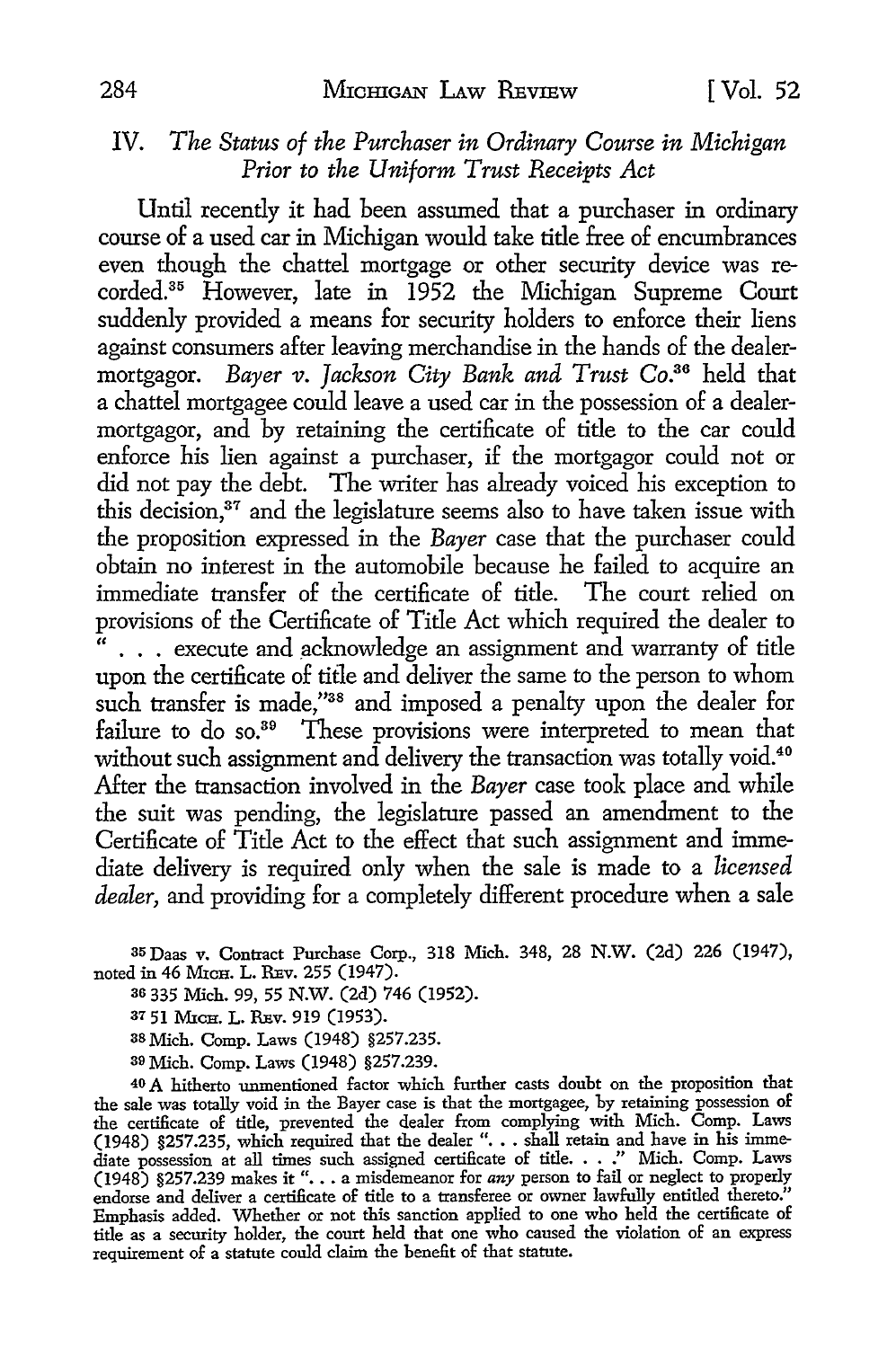## IV. *The Status of the Purchaser in Ordinary Course in Michigan Prior to the Uniform Trust Receipts Act*

Until recently it had been assumed that a purchaser in ordinary course of a used car in Michigan would take title free of encumbrances even though the chattel mortgage or other security device was recorded.[35] However, late in 1952 the Michigan Supreme Court suddenly provided a means for security holders to enforce their liens against consumers after leaving merchandise in the hands of the dealer-mortgagor. *Bayer v. Jackson City Bank and Trust Co.*[36] held that a chattel mortgagee could leave a used car in the possession of a dealer-mortgagor, and by retaining the certificate of title to the car could enforce his lien against a purchaser, if the mortgagor could not or did not pay the debt. The writer has already voiced his exception to this decision,[37] and the legislature seems also to have taken issue with the proposition expressed in the *Bayer* case that the purchaser could obtain no interest in the automobile because he failed to acquire an immediate transfer of the certificate of title. The court relied on provisions of the Certificate of Title Act which required the dealer to " . . . execute and acknowledge an assignment and warranty of title upon the certificate of title and deliver the same to the person to whom such transfer is made,"[38] and imposed a penalty upon the dealer for failure to do so.[39] These provisions were interpreted to mean that without such assignment and delivery the transaction was totally void.[40] After the transaction involved in the *Bayer* case took place and while the suit was pending, the legislature passed an amendment to the Certificate of Title Act to the effect that such assignment and immediate delivery is required only when the sale is made to a *licensed dealer*, and providing for a completely different procedure when a sale

---

[35] Daas v. Contract Purchase Corp., 318 Mich. 348, 28 N.W. (2d) 226 (1947), noted in 46 MICH. L. REV. 255 (1947).

[36] 335 Mich. 99, 55 N.W. (2d) 746 (1952).

[37] 51 MICH. L. REV. 919 (1953).

[38] Mich. Comp. Laws (1948) §257.235.

[39] Mich. Comp. Laws (1948) §257.239.

[40] A hitherto unmentioned factor which further casts doubt on the proposition that the sale was totally void in the Bayer case is that the mortgagee, by retaining possession of the certificate of title, prevented the dealer from complying with Mich. Comp. Laws (1948) §257.235, which required that the dealer ". . . shall retain and have in his immediate possession at all times such assigned certificate of title. . . ." Mich. Comp. Laws (1948) §257.239 makes it ". . . a misdemeanor for *any* person to fail or neglect to properly endorse and deliver a certificate of title to a transferee or owner lawfully entitled thereto." Emphasis added. Whether or not this sanction applied to one who held the certificate of title as a security holder, the court held that one who caused the violation of an express requirement of a statute could claim the benefit of that statute.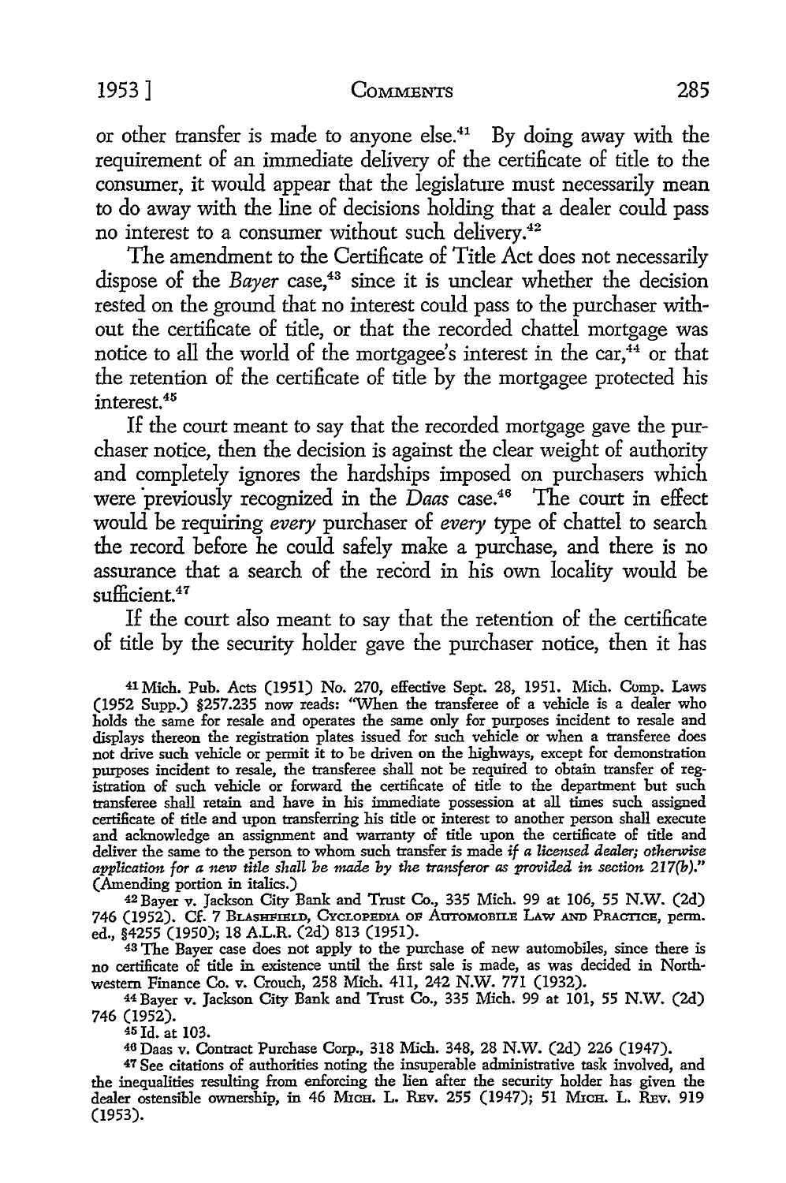or other transfer is made to anyone else.[41] By doing away with the requirement of an immediate delivery of the certificate of title to the consumer, it would appear that the legislature must necessarily mean to do away with the line of decisions holding that a dealer could pass no interest to a consumer without such delivery.[42]

The amendment to the Certificate of Title Act does not necessarily dispose of the *Bayer* case,[43] since it is unclear whether the decision rested on the ground that no interest could pass to the purchaser without the certificate of title, or that the recorded chattel mortgage was notice to all the world of the mortgagee's interest in the car,[44] or that the retention of the certificate of title by the mortgagee protected his interest.[45]

If the court meant to say that the recorded mortgage gave the purchaser notice, then the decision is against the clear weight of authority and completely ignores the hardships imposed on purchasers which were previously recognized in the *Daas* case.[46] The court in effect would be requiring *every* purchaser of *every* type of chattel to search the record before he could safely make a purchase, and there is no assurance that a search of the record in his own locality would be sufficient.[47]

If the court also meant to say that the retention of the certificate of title by the security holder gave the purchaser notice, then it has

---

[41] Mich. Pub. Acts (1951) No. 270, effective Sept. 28, 1951. Mich. Comp. Laws (1952 Supp.) §257.235 now reads: "When the transferee of a vehicle is a dealer who holds the same for resale and operates the same only for purposes incident to resale and displays thereon the registration plates issued for such vehicle or when a transferee does not drive such vehicle or permit it to be driven on the highways, except for demonstration purposes incident to resale, the transferee shall not be required to obtain transfer of registration of such vehicle or forward the certificate of title to the department but such transferee shall retain and have in his immediate possession at all times such assigned certificate of title and upon transferring his title or interest to another person shall execute and acknowledge an assignment and warranty of title upon the certificate of title and deliver the same to the person to whom such transfer is made *if a licensed dealer; otherwise application for a new title shall be made by the transferor as provided in section 217(b).*" (Amending portion in italics.)

[42] Bayer v. Jackson City Bank and Trust Co., 335 Mich. 99 at 106, 55 N.W. (2d) 746 (1952). Cf. 7 BLASHFIELD, CYCLOPEDIA OF AUTOMOBILE LAW AND PRACTICE, perm. ed., §4255 (1950); 18 A.L.R. (2d) 813 (1951).

[43] The Bayer case does not apply to the purchase of new automobiles, since there is no certificate of title in existence until the first sale is made, as was decided in Northwestern Finance Co. v. Crouch, 258 Mich. 411, 242 N.W. 771 (1932).

[44] Bayer v. Jackson City Bank and Trust Co., 335 Mich. 99 at 101, 55 N.W. (2d) 746 (1952).

[45] Id. at 103.

[46] Daas v. Contract Purchase Corp., 318 Mich. 348, 28 N.W. (2d) 226 (1947).

[47] See citations of authorities noting the insuperable administrative task involved, and the inequalities resulting from enforcing the lien after the security holder has given the dealer ostensible ownership, in 46 MICH. L. REV. 255 (1947); 51 MICH. L. REV. 919 (1953).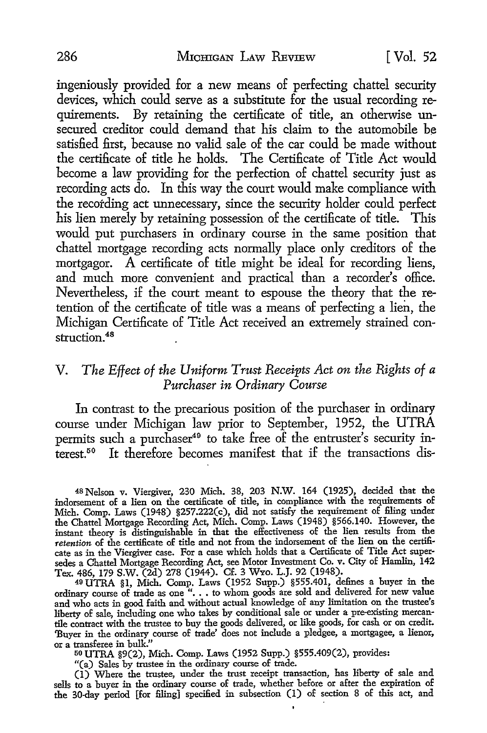ingeniously provided for a new means of perfecting chattel security devices, which could serve as a substitute for the usual recording requirements. By retaining the certificate of title, an otherwise unsecured creditor could demand that his claim to the automobile be satisfied first, because no valid sale of the car could be made without the certificate of title he holds. The Certificate of Title Act would become a law providing for the perfection of chattel security just as recording acts do. In this way the court would make compliance with the recording act unnecessary, since the security holder could perfect his lien merely by retaining possession of the certificate of title. This would put purchasers in ordinary course in the same position that chattel mortgage recording acts normally place only creditors of the mortgagor. A certificate of title might be ideal for recording liens, and much more convenient and practical than a recorder's office. Nevertheless, if the court meant to espouse the theory that the retention of the certificate of title was a means of perfecting a lien, the Michigan Certificate of Title Act received an extremely strained construction.[48]

## V. *The Effect of the Uniform Trust Receipts Act on the Rights of a Purchaser in Ordinary Course*

In contrast to the precarious position of the purchaser in ordinary course under Michigan law prior to September, 1952, the UTRA permits such a purchaser[49] to take free of the entruster's security interest.[50] It therefore becomes manifest that if the transactions dis-

[48] Nelson v. Viergiver, 230 Mich. 38, 203 N.W. 164 (1925), decided that the indorsement of a lien on the certificate of title, in compliance with the requirements of Mich. Comp. Laws (1948) §257.222(c), did not satisfy the requirement of filing under the Chattel Mortgage Recording Act, Mich. Comp. Laws (1948) §566.140. However, the instant theory is distinguishable in that the effectiveness of the lien results from the *retention* of the certificate of title and not from the indorsement of the lien on the certificate as in the Viergiver case. For a case which holds that a Certificate of Title Act supersedes a Chattel Mortgage Recording Act, see Motor Investment Co. v. City of Hamlin, 142 Tex. 486, 179 S.W. (2d) 278 (1944). Cf. 3 Wyo. L.J. 92 (1948).

[49] UTRA §1, Mich. Comp. Laws (1952 Supp.) §555.401, defines a buyer in the ordinary course of trade as one ". . . to whom goods are sold and delivered for new value and who acts in good faith and without actual knowledge of any limitation on the trustee's liberty of sale, including one who takes by conditional sale or under a pre-existing mercantile contract with the trustee to buy the goods delivered, or like goods, for cash or on credit. 'Buyer in the ordinary course of trade' does not include a pledgee, a mortgagee, a lienor, or a transferee in bulk."

[50] UTRA §9(2), Mich. Comp. Laws (1952 Supp.) §555.409(2), provides:

"(a) Sales by trustee in the ordinary course of trade.

(1) Where the trustee, under the trust receipt transaction, has liberty of sale and sells to a buyer in the ordinary course of trade, whether before or after the expiration of the 30-day period [for filing] specified in subsection (1) of section 8 of this act, and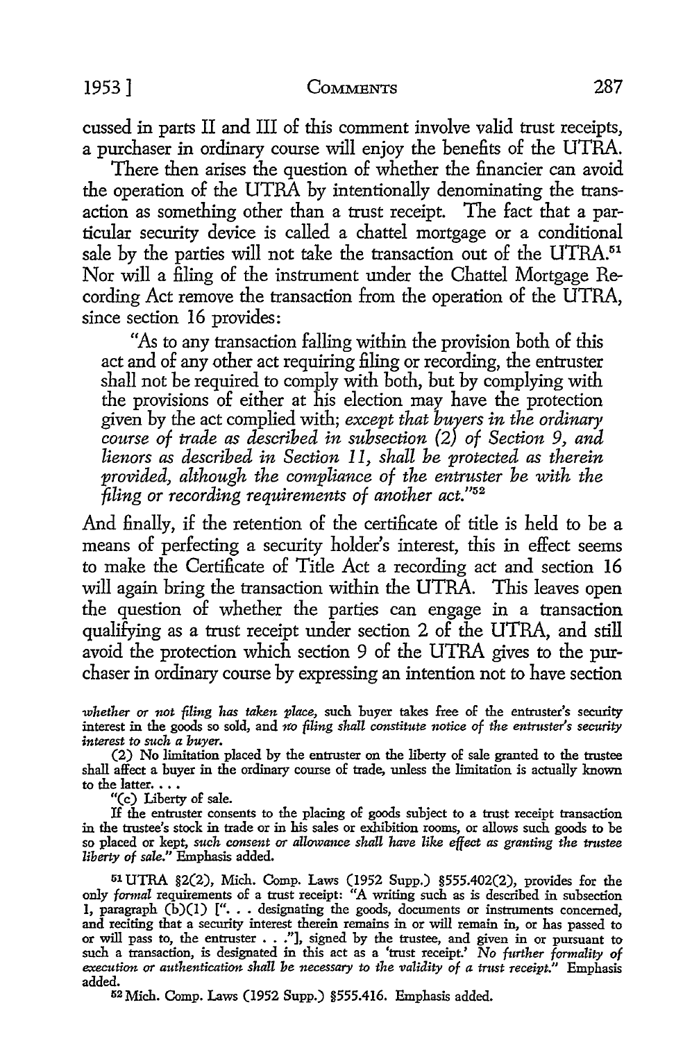cussed in parts II and III of this comment involve valid trust receipts, a purchaser in ordinary course will enjoy the benefits of the UTRA.

There then arises the question of whether the financier can avoid the operation of the UTRA by intentionally denominating the transaction as something other than a trust receipt. The fact that a particular security device is called a chattel mortgage or a conditional sale by the parties will not take the transaction out of the UTRA.[51] Nor will a filing of the instrument under the Chattel Mortgage Recording Act remove the transaction from the operation of the UTRA, since section 16 provides:

> "As to any transaction falling within the provision both of this act and of any other act requiring filing or recording, the entruster shall not be required to comply with both, but by complying with the provisions of either at his election may have the protection given by the act complied with; *except that buyers in the ordinary course of trade as described in subsection (2) of Section 9, and lienors as described in Section 11, shall be protected as therein provided, although the compliance of the entruster be with the filing or recording requirements of another act.*"[52]

And finally, if the retention of the certificate of title is held to be a means of perfecting a security holder's interest, this in effect seems to make the Certificate of Title Act a recording act and section 16 will again bring the transaction within the UTRA. This leaves open the question of whether the parties can engage in a transaction qualifying as a trust receipt under section 2 of the UTRA, and still avoid the protection which section 9 of the UTRA gives to the purchaser in ordinary course by expressing an intention not to have section

---

*whether or not filing has taken place,* such buyer takes free of the entruster's security interest in the goods so sold, and *no filing shall constitute notice of the entruster's security interest to such a buyer.*

(2) No limitation placed by the entruster on the liberty of sale granted to the trustee shall affect a buyer in the ordinary course of trade, unless the limitation is actually known to the latter. . . .

"(c) Liberty of sale.

If the entruster consents to the placing of goods subject to a trust receipt transaction in the trustee's stock in trade or in his sales or exhibition rooms, or allows such goods to be so placed or kept, *such consent or allowance shall have like effect as granting the trustee liberty of sale.*" Emphasis added.

[51] UTRA §2(2), Mich. Comp. Laws (1952 Supp.) §555.402(2), provides for the only *formal* requirements of a trust receipt: "A writing such as is described in subsection 1, paragraph (b)(1) [". . . designating the goods, documents or instruments concerned, and reciting that a security interest therein remains in or will remain in, or has passed to or will pass to, the entruster . . ."], signed by the trustee, and given in or pursuant to such a transaction, is designated in this act as a 'trust receipt.' *No further formality of execution or authentication shall be necessary to the validity of a trust receipt.*" Emphasis added.

[52] Mich. Comp. Laws (1952 Supp.) §555.416. Emphasis added.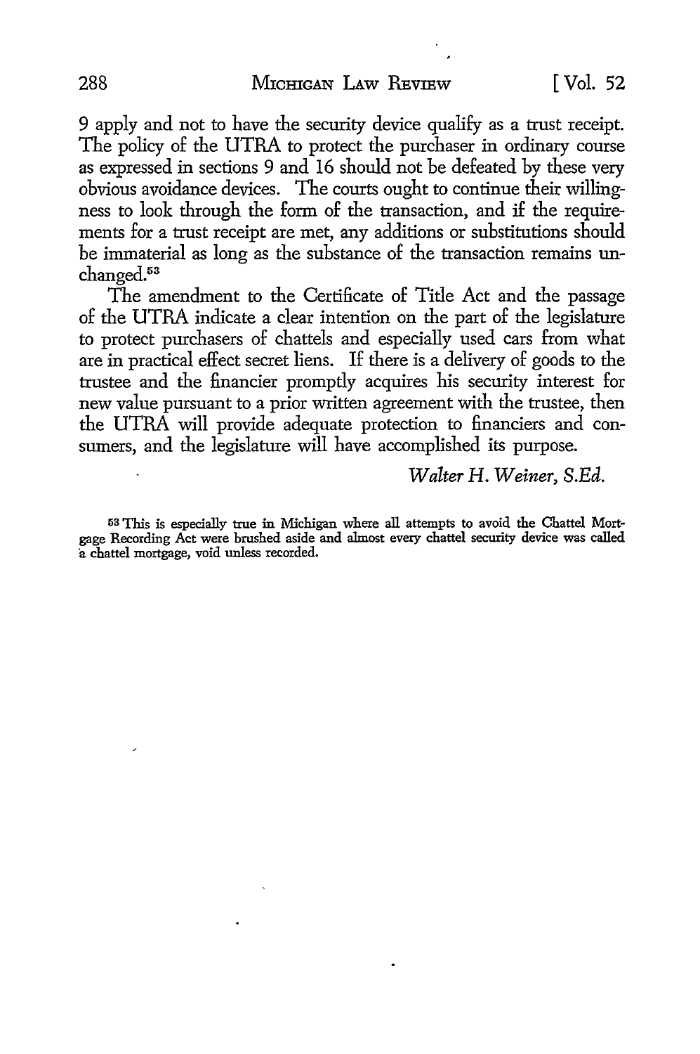9 apply and not to have the security device qualify as a trust receipt. The policy of the UTRA to protect the purchaser in ordinary course as expressed in sections 9 and 16 should not be defeated by these very obvious avoidance devices. The courts ought to continue their willingness to look through the form of the transaction, and if the requirements for a trust receipt are met, any additions or substitutions should be immaterial as long as the substance of the transaction remains unchanged.[53]

The amendment to the Certificate of Title Act and the passage of the UTRA indicate a clear intention on the part of the legislature to protect purchasers of chattels and especially used cars from what are in practical effect secret liens. If there is a delivery of goods to the trustee and the financier promptly acquires his security interest for new value pursuant to a prior written agreement with the trustee, then the UTRA will provide adequate protection to financiers and consumers, and the legislature will have accomplished its purpose.

*Walter H. Weiner, S.Ed.*

[53] This is especially true in Michigan where all attempts to avoid the Chattel Mortgage Recording Act were brushed aside and almost every chattel security device was called a chattel mortgage, void unless recorded.